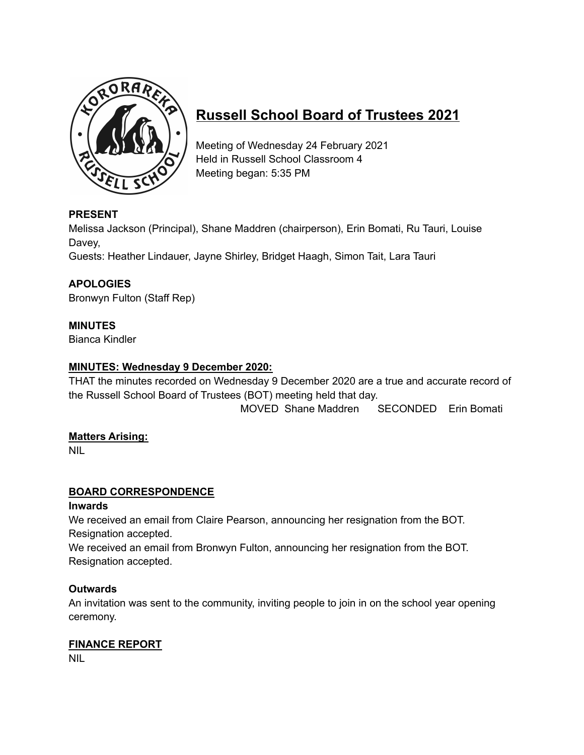# Russell School Board of Trustees 2021

Meeting of Wednesday 24 February 2021
Held in Russell School Classroom 4
Meeting began: 5:35 PM

**PRESENT**
Melissa Jackson (Principal), Shane Maddren (chairperson), Erin Bomati, Ru Tauri, Louise Davey,
Guests: Heather Lindauer, Jayne Shirley, Bridget Haagh, Simon Tait, Lara Tauri

**APOLOGIES**
Bronwyn Fulton (Staff Rep)

**MINUTES**
Bianca Kindler

## MINUTES: Wednesday 9 December 2020:

THAT the minutes recorded on Wednesday 9 December 2020 are a true and accurate record of the Russell School Board of Trustees (BOT) meeting held that day.

MOVED Shane Maddren SECONDED Erin Bomati

## Matters Arising:

NIL

## BOARD CORRESPONDENCE

**Inwards**
We received an email from Claire Pearson, announcing her resignation from the BOT. Resignation accepted.
We received an email from Bronwyn Fulton, announcing her resignation from the BOT. Resignation accepted.

**Outwards**
An invitation was sent to the community, inviting people to join in on the school year opening ceremony.

## FINANCE REPORT

NIL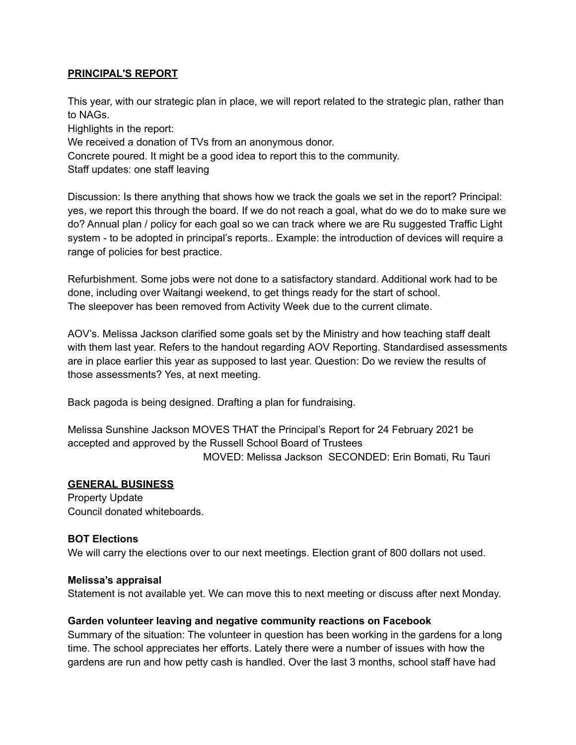## PRINCIPAL'S REPORT

This year, with our strategic plan in place, we will report related to the strategic plan, rather than to NAGs.

Highlights in the report:

We received a donation of TVs from an anonymous donor.

Concrete poured. It might be a good idea to report this to the community.

Staff updates: one staff leaving

Discussion: Is there anything that shows how we track the goals we set in the report? Principal: yes, we report this through the board. If we do not reach a goal, what do we do to make sure we do? Annual plan / policy for each goal so we can track where we are Ru suggested Traffic Light system - to be adopted in principal's reports.. Example: the introduction of devices will require a range of policies for best practice.

Refurbishment. Some jobs were not done to a satisfactory standard. Additional work had to be done, including over Waitangi weekend, to get things ready for the start of school.

The sleepover has been removed from Activity Week due to the current climate.

AOV's. Melissa Jackson clarified some goals set by the Ministry and how teaching staff dealt with them last year. Refers to the handout regarding AOV Reporting. Standardised assessments are in place earlier this year as supposed to last year. Question: Do we review the results of those assessments? Yes, at next meeting.

Back pagoda is being designed. Drafting a plan for fundraising.

Melissa Sunshine Jackson MOVES THAT the Principal's Report for 24 February 2021 be accepted and approved by the Russell School Board of Trustees

MOVED: Melissa Jackson SECONDED: Erin Bomati, Ru Tauri

## GENERAL BUSINESS

Property Update

Council donated whiteboards.

### BOT Elections

We will carry the elections over to our next meetings. Election grant of 800 dollars not used.

### Melissa's appraisal

Statement is not available yet. We can move this to next meeting or discuss after next Monday.

### Garden volunteer leaving and negative community reactions on Facebook

Summary of the situation: The volunteer in question has been working in the gardens for a long time. The school appreciates her efforts. Lately there were a number of issues with how the gardens are run and how petty cash is handled. Over the last 3 months, school staff have had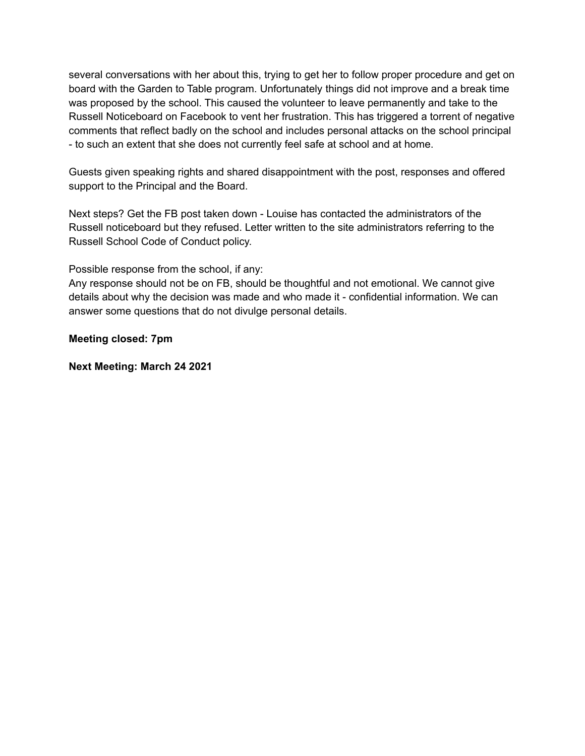several conversations with her about this, trying to get her to follow proper procedure and get on board with the Garden to Table program. Unfortunately things did not improve and a break time was proposed by the school. This caused the volunteer to leave permanently and take to the Russell Noticeboard on Facebook to vent her frustration. This has triggered a torrent of negative comments that reflect badly on the school and includes personal attacks on the school principal - to such an extent that she does not currently feel safe at school and at home.

Guests given speaking rights and shared disappointment with the post, responses and offered support to the Principal and the Board.

Next steps? Get the FB post taken down - Louise has contacted the administrators of the Russell noticeboard but they refused. Letter written to the site administrators referring to the Russell School Code of Conduct policy.

Possible response from the school, if any:
Any response should not be on FB, should be thoughtful and not emotional. We cannot give details about why the decision was made and who made it - confidential information. We can answer some questions that do not divulge personal details.

**Meeting closed: 7pm**

**Next Meeting: March 24 2021**